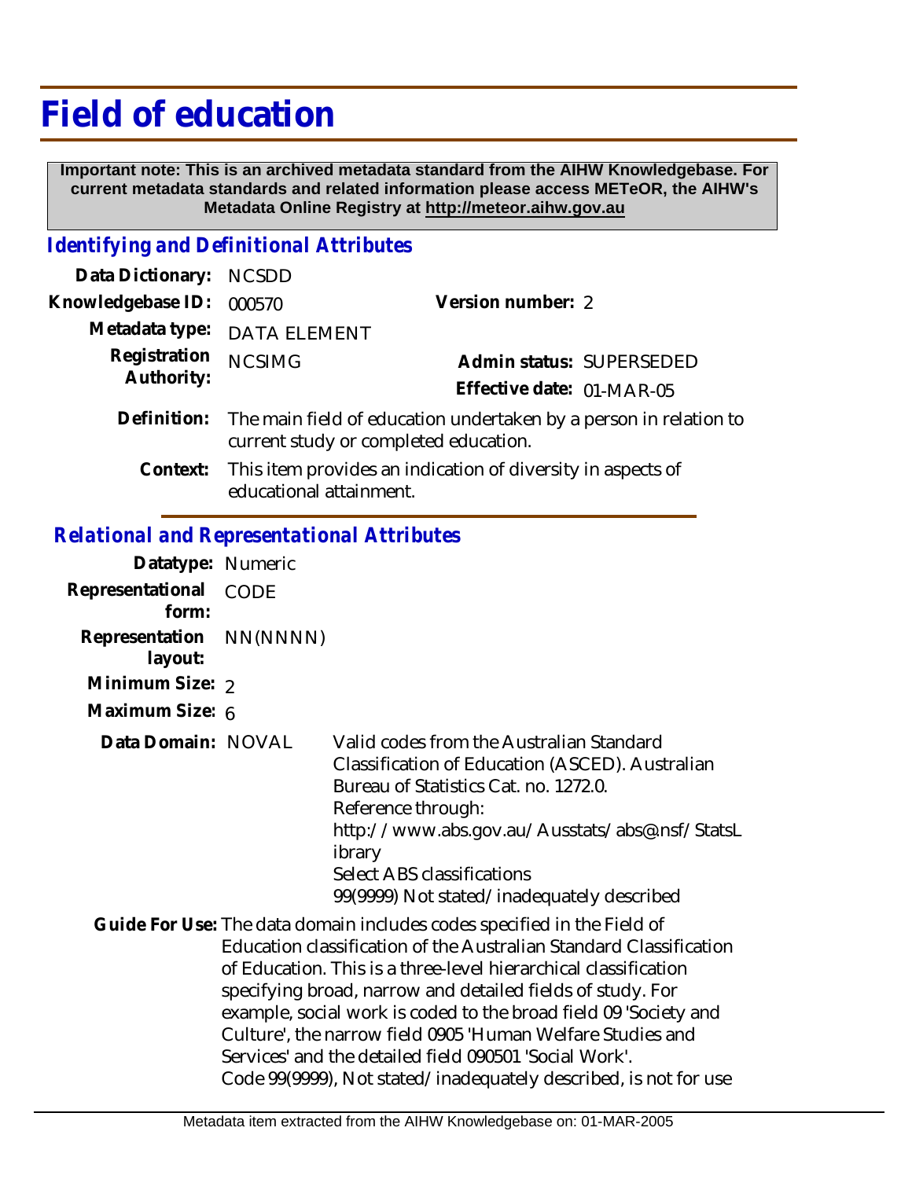# Field of education

**Important note: This is an archived metadata standard from the AIHW Knowledgebase. For current metadata standards and related information please access METeOR, the AIHW's Metadata Online Registry at http://meteor.aihw.gov.au**

## *Identifying and Definitional Attributes*

**Data Dictionary:** NCSDD

**Knowledgebase ID:** 000570

**Version number:** 2

**Metadata type:** DATA ELEMENT

**Registration Authority:** NCSIMG

**Admin status:** SUPERSEDED

**Effective date:** 01-MAR-05

**Definition:** The main field of education undertaken by a person in relation to current study or completed education.

**Context:** This item provides an indication of diversity in aspects of educational attainment.

## *Relational and Representational Attributes*

**Datatype:** Numeric

**Representational form:** CODE

**Representation layout:** NN(NNNN)

**Minimum Size:** 2

**Maximum Size:** 6

**Data Domain:** NOVAL

Valid codes from the Australian Standard Classification of Education (ASCED). Australian Bureau of Statistics Cat. no. 1272.0.
Reference through:
http://www.abs.gov.au/Ausstats/abs@.nsf/StatsLibrary
Select ABS classifications
99(9999) Not stated/inadequately described

**Guide For Use:** The data domain includes codes specified in the Field of Education classification of the Australian Standard Classification of Education. This is a three-level hierarchical classification specifying broad, narrow and detailed fields of study. For example, social work is coded to the broad field 09 'Society and Culture', the narrow field 0905 'Human Welfare Studies and Services' and the detailed field 090501 'Social Work'.
Code 99(9999), Not stated/inadequately described, is not for use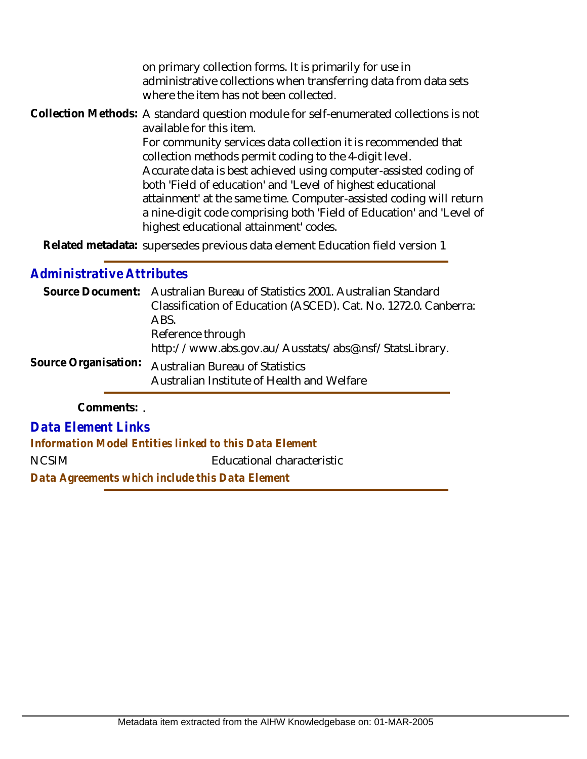on primary collection forms. It is primarily for use in administrative collections when transferring data from data sets where the item has not been collected.

**Collection Methods:** A standard question module for self-enumerated collections is not available for this item.
For community services data collection it is recommended that collection methods permit coding to the 4-digit level.
Accurate data is best achieved using computer-assisted coding of both 'Field of education' and 'Level of highest educational attainment' at the same time. Computer-assisted coding will return a nine-digit code comprising both 'Field of Education' and 'Level of highest educational attainment' codes.

**Related metadata:** supersedes previous data element Education field version 1

## Administrative Attributes

**Source Document:** Australian Bureau of Statistics 2001. Australian Standard Classification of Education (ASCED). Cat. No. 1272.0. Canberra: ABS.
Reference through
http://www.abs.gov.au/Ausstats/abs@.nsf/StatsLibrary.

**Source Organisation:** Australian Bureau of Statistics
Australian Institute of Health and Welfare

**Comments:** .

## Data Element Links

### Information Model Entities linked to this Data Element

| | |
|---|---|
| NCSIM | Educational characteristic |

### Data Agreements which include this Data Element

Metadata item extracted from the AIHW Knowledgebase on: 01-MAR-2005